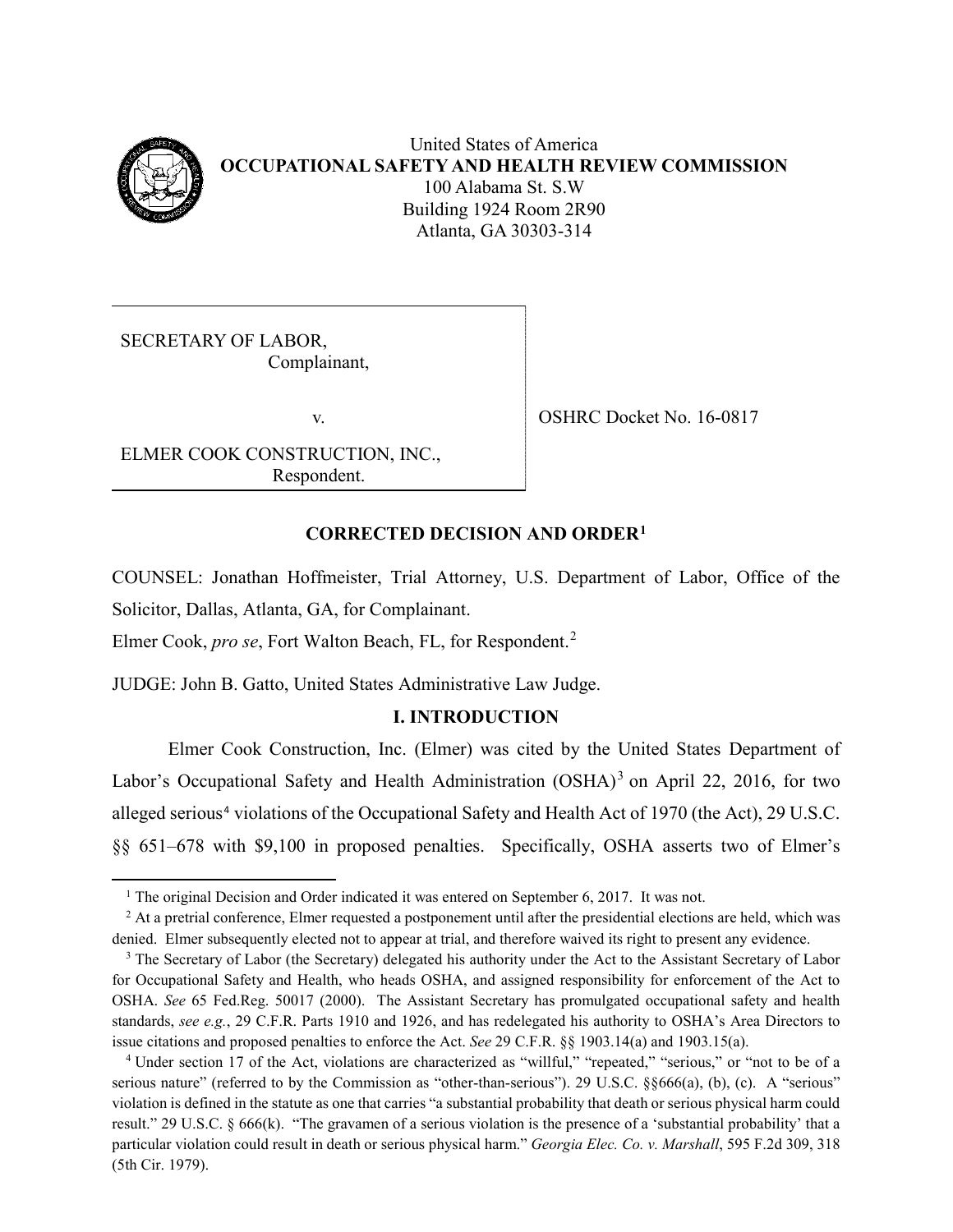United States of America
**OCCUPATIONAL SAFETY AND HEALTH REVIEW COMMISSION**
100 Alabama St. S.W
Building 1924 Room 2R90
Atlanta, GA 30303-314

| | |
|---|---|
| SECRETARY OF LABOR,<br>Complainant,<br><br>v.<br><br>ELMER COOK CONSTRUCTION, INC.,<br>Respondent. | OSHRC Docket No. 16-0817 |

**CORRECTED DECISION AND ORDER**[1]

COUNSEL: Jonathan Hoffmeister, Trial Attorney, U.S. Department of Labor, Office of the Solicitor, Dallas, Atlanta, GA, for Complainant.

Elmer Cook, *pro se*, Fort Walton Beach, FL, for Respondent.[2]

JUDGE: John B. Gatto, United States Administrative Law Judge.

## I. INTRODUCTION

Elmer Cook Construction, Inc. (Elmer) was cited by the United States Department of Labor's Occupational Safety and Health Administration (OSHA)[3] on April 22, 2016, for two alleged serious[4] violations of the Occupational Safety and Health Act of 1970 (the Act), 29 U.S.C. §§ 651–678 with $9,100 in proposed penalties. Specifically, OSHA asserts two of Elmer's

---

[1] The original Decision and Order indicated it was entered on September 6, 2017. It was not.

[2] At a pretrial conference, Elmer requested a postponement until after the presidential elections are held, which was denied. Elmer subsequently elected not to appear at trial, and therefore waived its right to present any evidence.

[3] The Secretary of Labor (the Secretary) delegated his authority under the Act to the Assistant Secretary of Labor for Occupational Safety and Health, who heads OSHA, and assigned responsibility for enforcement of the Act to OSHA. *See* 65 Fed.Reg. 50017 (2000). The Assistant Secretary has promulgated occupational safety and health standards, *see e.g.*, 29 C.F.R. Parts 1910 and 1926, and has redelegated his authority to OSHA's Area Directors to issue citations and proposed penalties to enforce the Act. *See* 29 C.F.R. §§ 1903.14(a) and 1903.15(a).

[4] Under section 17 of the Act, violations are characterized as "willful," "repeated," "serious," or "not to be of a serious nature" (referred to by the Commission as "other-than-serious"). 29 U.S.C. §§666(a), (b), (c). A "serious" violation is defined in the statute as one that carries "a substantial probability that death or serious physical harm could result." 29 U.S.C. § 666(k). "The gravamen of a serious violation is the presence of a 'substantial probability' that a particular violation could result in death or serious physical harm." *Georgia Elec. Co. v. Marshall*, 595 F.2d 309, 318 (5th Cir. 1979).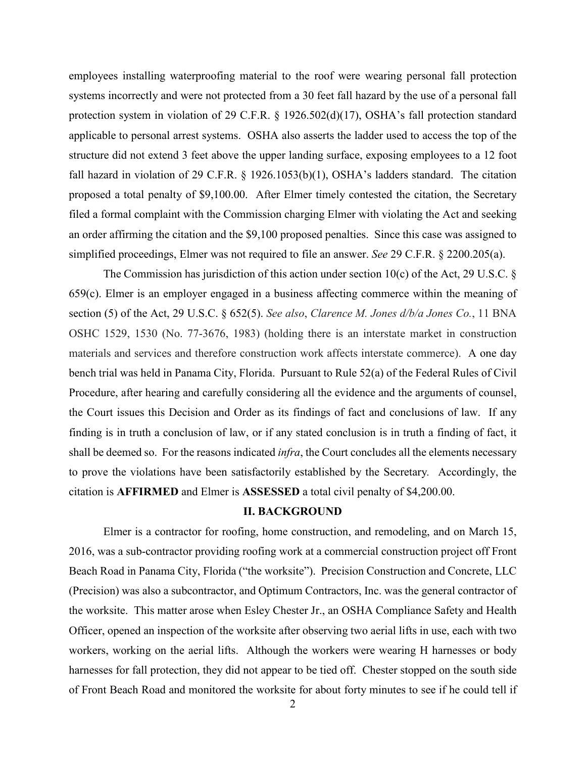employees installing waterproofing material to the roof were wearing personal fall protection systems incorrectly and were not protected from a 30 feet fall hazard by the use of a personal fall protection system in violation of 29 C.F.R. § 1926.502(d)(17), OSHA's fall protection standard applicable to personal arrest systems. OSHA also asserts the ladder used to access the top of the structure did not extend 3 feet above the upper landing surface, exposing employees to a 12 foot fall hazard in violation of 29 C.F.R. § 1926.1053(b)(1), OSHA's ladders standard. The citation proposed a total penalty of $9,100.00. After Elmer timely contested the citation, the Secretary filed a formal complaint with the Commission charging Elmer with violating the Act and seeking an order affirming the citation and the $9,100 proposed penalties. Since this case was assigned to simplified proceedings, Elmer was not required to file an answer. *See* 29 C.F.R. § 2200.205(a).

The Commission has jurisdiction of this action under section 10(c) of the Act, 29 U.S.C. § 659(c). Elmer is an employer engaged in a business affecting commerce within the meaning of section (5) of the Act, 29 U.S.C. § 652(5). *See also*, *Clarence M. Jones d/b/a Jones Co.*, 11 BNA OSHC 1529, 1530 (No. 77-3676, 1983) (holding there is an interstate market in construction materials and services and therefore construction work affects interstate commerce). A one day bench trial was held in Panama City, Florida. Pursuant to Rule 52(a) of the Federal Rules of Civil Procedure, after hearing and carefully considering all the evidence and the arguments of counsel, the Court issues this Decision and Order as its findings of fact and conclusions of law. If any finding is in truth a conclusion of law, or if any stated conclusion is in truth a finding of fact, it shall be deemed so. For the reasons indicated *infra*, the Court concludes all the elements necessary to prove the violations have been satisfactorily established by the Secretary. Accordingly, the citation is **AFFIRMED** and Elmer is **ASSESSED** a total civil penalty of $4,200.00.

## II. BACKGROUND

Elmer is a contractor for roofing, home construction, and remodeling, and on March 15, 2016, was a sub-contractor providing roofing work at a commercial construction project off Front Beach Road in Panama City, Florida ("the worksite"). Precision Construction and Concrete, LLC (Precision) was also a subcontractor, and Optimum Contractors, Inc. was the general contractor of the worksite. This matter arose when Esley Chester Jr., an OSHA Compliance Safety and Health Officer, opened an inspection of the worksite after observing two aerial lifts in use, each with two workers, working on the aerial lifts. Although the workers were wearing H harnesses or body harnesses for fall protection, they did not appear to be tied off. Chester stopped on the south side of Front Beach Road and monitored the worksite for about forty minutes to see if he could tell if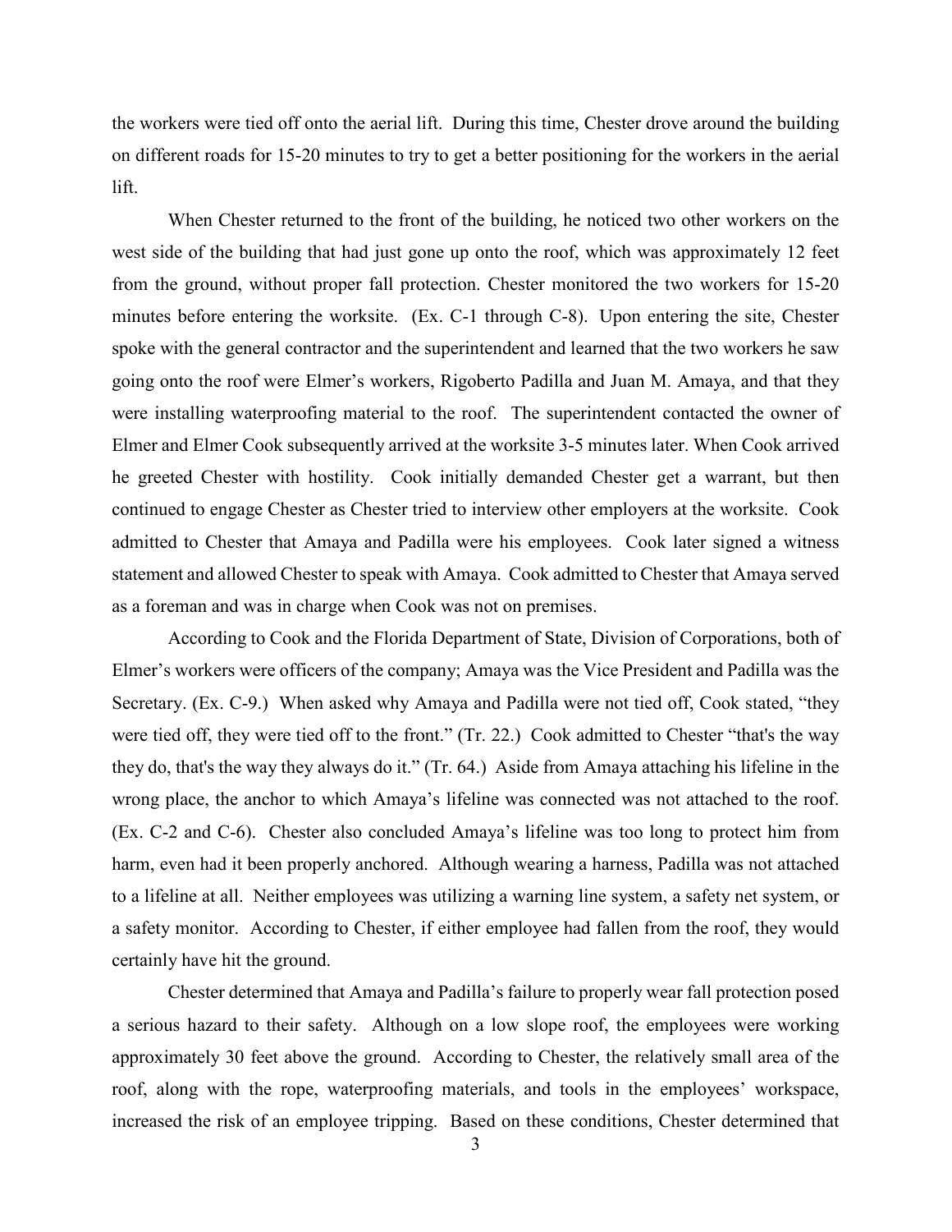the workers were tied off onto the aerial lift. During this time, Chester drove around the building on different roads for 15-20 minutes to try to get a better positioning for the workers in the aerial lift.

When Chester returned to the front of the building, he noticed two other workers on the west side of the building that had just gone up onto the roof, which was approximately 12 feet from the ground, without proper fall protection. Chester monitored the two workers for 15-20 minutes before entering the worksite. (Ex. C-1 through C-8). Upon entering the site, Chester spoke with the general contractor and the superintendent and learned that the two workers he saw going onto the roof were Elmer's workers, Rigoberto Padilla and Juan M. Amaya, and that they were installing waterproofing material to the roof. The superintendent contacted the owner of Elmer and Elmer Cook subsequently arrived at the worksite 3-5 minutes later. When Cook arrived he greeted Chester with hostility. Cook initially demanded Chester get a warrant, but then continued to engage Chester as Chester tried to interview other employers at the worksite. Cook admitted to Chester that Amaya and Padilla were his employees. Cook later signed a witness statement and allowed Chester to speak with Amaya. Cook admitted to Chester that Amaya served as a foreman and was in charge when Cook was not on premises.

According to Cook and the Florida Department of State, Division of Corporations, both of Elmer's workers were officers of the company; Amaya was the Vice President and Padilla was the Secretary. (Ex. C-9.) When asked why Amaya and Padilla were not tied off, Cook stated, "they were tied off, they were tied off to the front." (Tr. 22.) Cook admitted to Chester "that's the way they do, that's the way they always do it." (Tr. 64.) Aside from Amaya attaching his lifeline in the wrong place, the anchor to which Amaya's lifeline was connected was not attached to the roof. (Ex. C-2 and C-6). Chester also concluded Amaya's lifeline was too long to protect him from harm, even had it been properly anchored. Although wearing a harness, Padilla was not attached to a lifeline at all. Neither employees was utilizing a warning line system, a safety net system, or a safety monitor. According to Chester, if either employee had fallen from the roof, they would certainly have hit the ground.

Chester determined that Amaya and Padilla's failure to properly wear fall protection posed a serious hazard to their safety. Although on a low slope roof, the employees were working approximately 30 feet above the ground. According to Chester, the relatively small area of the roof, along with the rope, waterproofing materials, and tools in the employees' workspace, increased the risk of an employee tripping. Based on these conditions, Chester determined that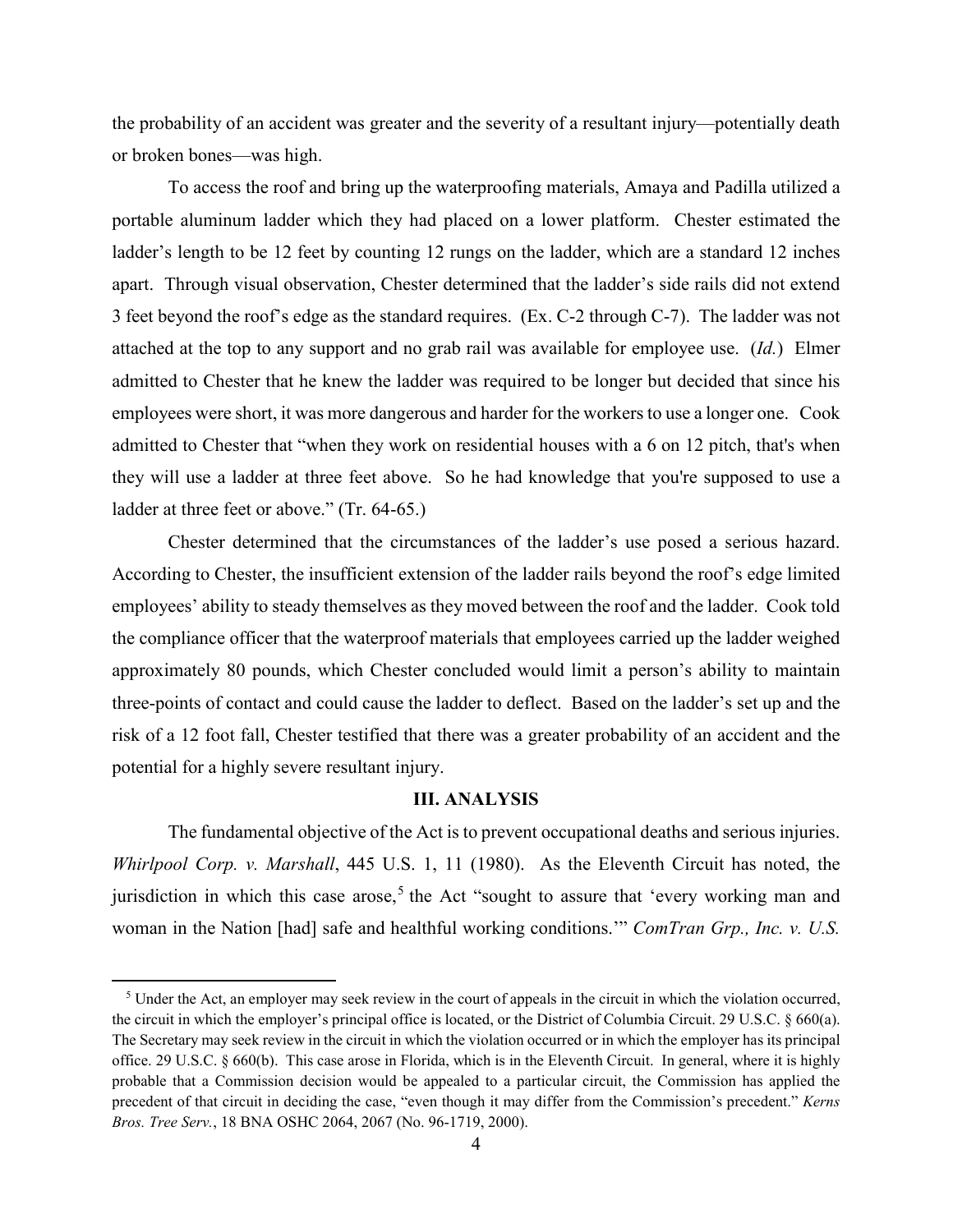the probability of an accident was greater and the severity of a resultant injury—potentially death or broken bones—was high.

To access the roof and bring up the waterproofing materials, Amaya and Padilla utilized a portable aluminum ladder which they had placed on a lower platform. Chester estimated the ladder's length to be 12 feet by counting 12 rungs on the ladder, which are a standard 12 inches apart. Through visual observation, Chester determined that the ladder's side rails did not extend 3 feet beyond the roof's edge as the standard requires. (Ex. C-2 through C-7). The ladder was not attached at the top to any support and no grab rail was available for employee use. (*Id.*) Elmer admitted to Chester that he knew the ladder was required to be longer but decided that since his employees were short, it was more dangerous and harder for the workers to use a longer one. Cook admitted to Chester that "when they work on residential houses with a 6 on 12 pitch, that's when they will use a ladder at three feet above. So he had knowledge that you're supposed to use a ladder at three feet or above." (Tr. 64-65.)

Chester determined that the circumstances of the ladder's use posed a serious hazard. According to Chester, the insufficient extension of the ladder rails beyond the roof's edge limited employees' ability to steady themselves as they moved between the roof and the ladder. Cook told the compliance officer that the waterproof materials that employees carried up the ladder weighed approximately 80 pounds, which Chester concluded would limit a person's ability to maintain three-points of contact and could cause the ladder to deflect. Based on the ladder's set up and the risk of a 12 foot fall, Chester testified that there was a greater probability of an accident and the potential for a highly severe resultant injury.

## III. ANALYSIS

The fundamental objective of the Act is to prevent occupational deaths and serious injuries. *Whirlpool Corp. v. Marshall*, 445 U.S. 1, 11 (1980). As the Eleventh Circuit has noted, the jurisdiction in which this case arose,[5] the Act "sought to assure that 'every working man and woman in the Nation [had] safe and healthful working conditions.'" *ComTran Grp., Inc. v. U.S.*

[5] Under the Act, an employer may seek review in the court of appeals in the circuit in which the violation occurred, the circuit in which the employer's principal office is located, or the District of Columbia Circuit. 29 U.S.C. § 660(a). The Secretary may seek review in the circuit in which the violation occurred or in which the employer has its principal office. 29 U.S.C. § 660(b). This case arose in Florida, which is in the Eleventh Circuit. In general, where it is highly probable that a Commission decision would be appealed to a particular circuit, the Commission has applied the precedent of that circuit in deciding the case, "even though it may differ from the Commission's precedent." *Kerns Bros. Tree Serv.*, 18 BNA OSHC 2064, 2067 (No. 96-1719, 2000).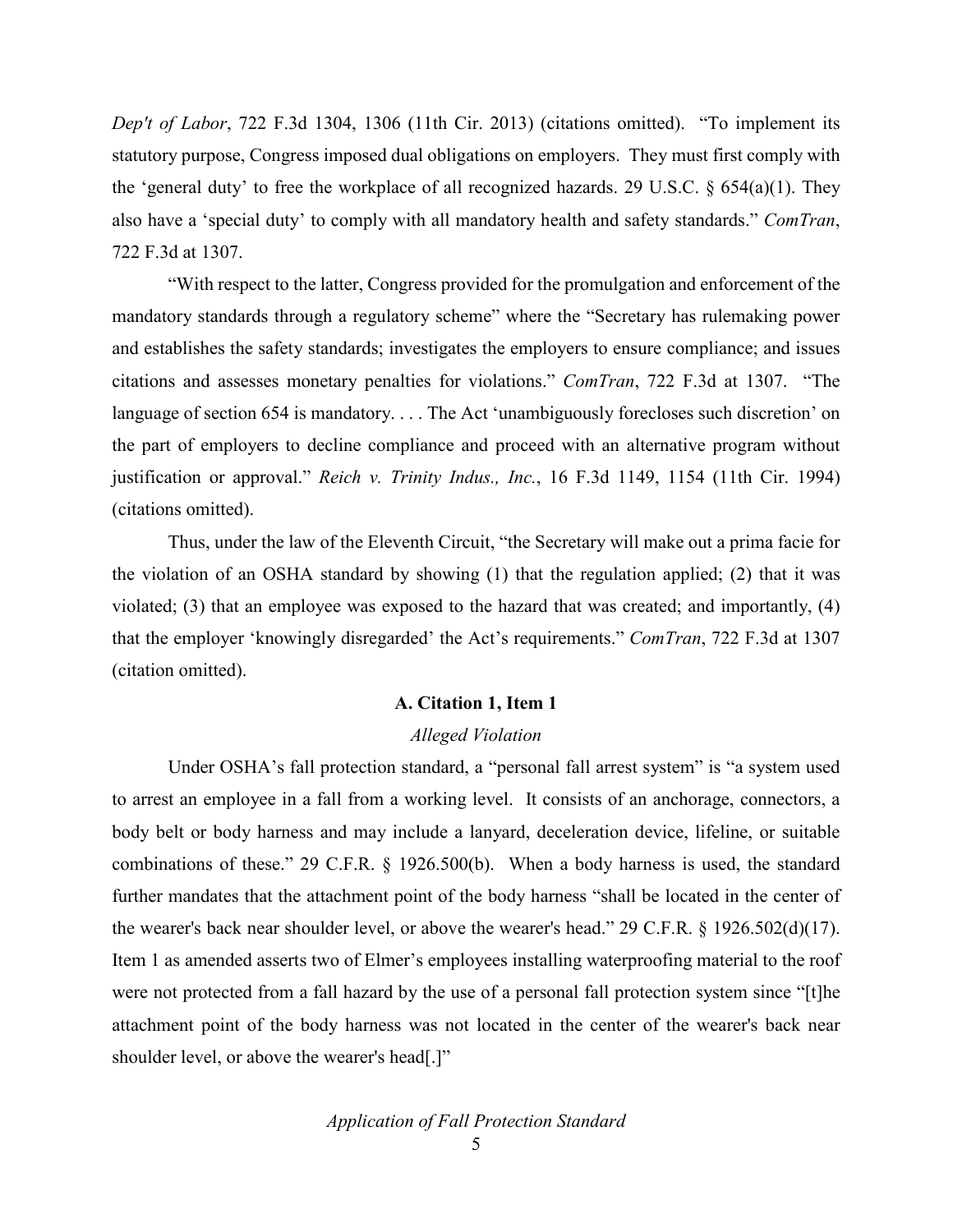*Dep't of Labor*, 722 F.3d 1304, 1306 (11th Cir. 2013) (citations omitted). "To implement its statutory purpose, Congress imposed dual obligations on employers. They must first comply with the 'general duty' to free the workplace of all recognized hazards. 29 U.S.C. § 654(a)(1). They also have a 'special duty' to comply with all mandatory health and safety standards." *ComTran*, 722 F.3d at 1307.

"With respect to the latter, Congress provided for the promulgation and enforcement of the mandatory standards through a regulatory scheme" where the "Secretary has rulemaking power and establishes the safety standards; investigates the employers to ensure compliance; and issues citations and assesses monetary penalties for violations." *ComTran*, 722 F.3d at 1307. "The language of section 654 is mandatory. . . . The Act 'unambiguously forecloses such discretion' on the part of employers to decline compliance and proceed with an alternative program without justification or approval." *Reich v. Trinity Indus., Inc.*, 16 F.3d 1149, 1154 (11th Cir. 1994) (citations omitted).

Thus, under the law of the Eleventh Circuit, "the Secretary will make out a prima facie for the violation of an OSHA standard by showing (1) that the regulation applied; (2) that it was violated; (3) that an employee was exposed to the hazard that was created; and importantly, (4) that the employer 'knowingly disregarded' the Act's requirements." *ComTran*, 722 F.3d at 1307 (citation omitted).

### A. Citation 1, Item 1

*Alleged Violation*

Under OSHA's fall protection standard, a "personal fall arrest system" is "a system used to arrest an employee in a fall from a working level. It consists of an anchorage, connectors, a body belt or body harness and may include a lanyard, deceleration device, lifeline, or suitable combinations of these." 29 C.F.R. § 1926.500(b). When a body harness is used, the standard further mandates that the attachment point of the body harness "shall be located in the center of the wearer's back near shoulder level, or above the wearer's head." 29 C.F.R. § 1926.502(d)(17). Item 1 as amended asserts two of Elmer's employees installing waterproofing material to the roof were not protected from a fall hazard by the use of a personal fall protection system since "[t]he attachment point of the body harness was not located in the center of the wearer's back near shoulder level, or above the wearer's head[.]"

*Application of Fall Protection Standard*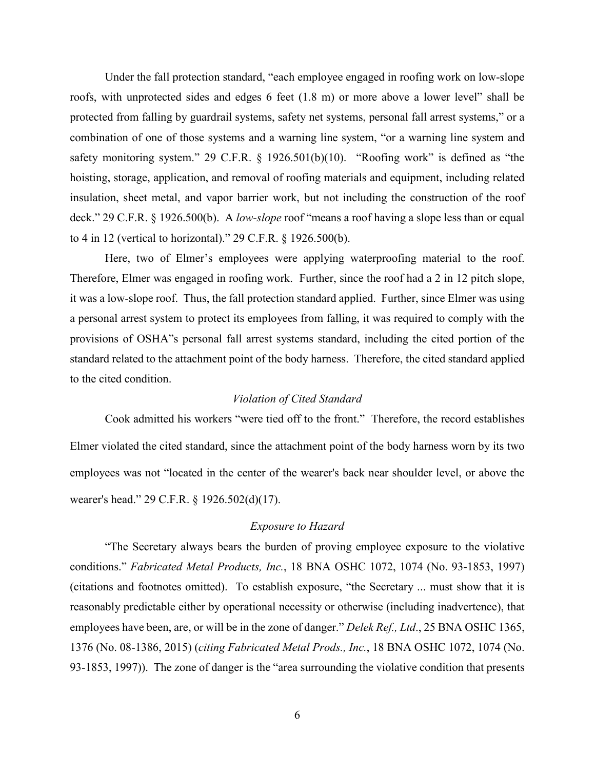Under the fall protection standard, "each employee engaged in roofing work on low-slope roofs, with unprotected sides and edges 6 feet (1.8 m) or more above a lower level" shall be protected from falling by guardrail systems, safety net systems, personal fall arrest systems," or a combination of one of those systems and a warning line system, "or a warning line system and safety monitoring system." 29 C.F.R. § 1926.501(b)(10). "Roofing work" is defined as "the hoisting, storage, application, and removal of roofing materials and equipment, including related insulation, sheet metal, and vapor barrier work, but not including the construction of the roof deck." 29 C.F.R. § 1926.500(b). A *low-slope* roof "means a roof having a slope less than or equal to 4 in 12 (vertical to horizontal)." 29 C.F.R. § 1926.500(b).

Here, two of Elmer's employees were applying waterproofing material to the roof. Therefore, Elmer was engaged in roofing work. Further, since the roof had a 2 in 12 pitch slope, it was a low-slope roof. Thus, the fall protection standard applied. Further, since Elmer was using a personal arrest system to protect its employees from falling, it was required to comply with the provisions of OSHA"s personal fall arrest systems standard, including the cited portion of the standard related to the attachment point of the body harness. Therefore, the cited standard applied to the cited condition.

*Violation of Cited Standard*

Cook admitted his workers "were tied off to the front." Therefore, the record establishes Elmer violated the cited standard, since the attachment point of the body harness worn by its two employees was not "located in the center of the wearer's back near shoulder level, or above the wearer's head." 29 C.F.R. § 1926.502(d)(17).

*Exposure to Hazard*

"The Secretary always bears the burden of proving employee exposure to the violative conditions." *Fabricated Metal Products, Inc.*, 18 BNA OSHC 1072, 1074 (No. 93-1853, 1997) (citations and footnotes omitted). To establish exposure, "the Secretary ... must show that it is reasonably predictable either by operational necessity or otherwise (including inadvertence), that employees have been, are, or will be in the zone of danger." *Delek Ref., Ltd*., 25 BNA OSHC 1365, 1376 (No. 08-1386, 2015) (*citing Fabricated Metal Prods., Inc.*, 18 BNA OSHC 1072, 1074 (No. 93-1853, 1997)). The zone of danger is the "area surrounding the violative condition that presents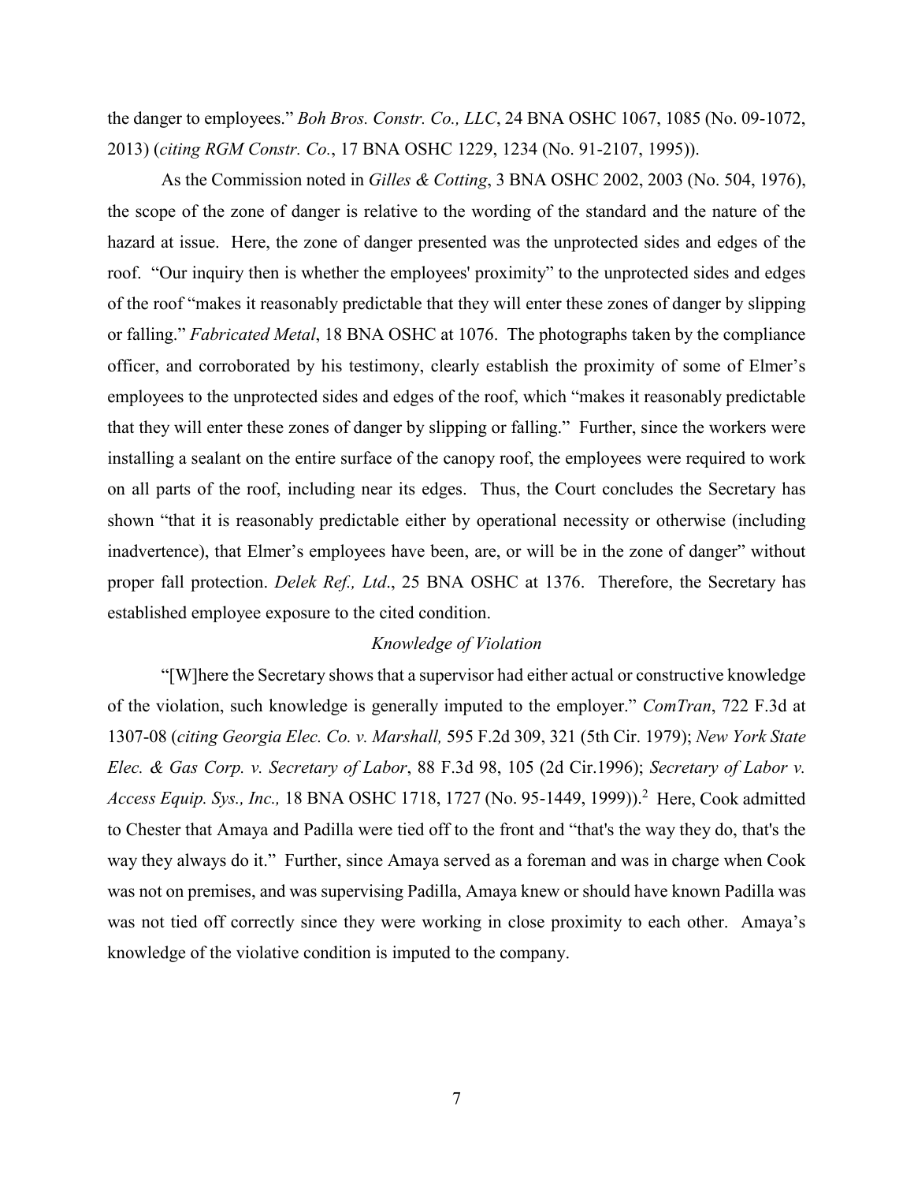the danger to employees." *Boh Bros. Constr. Co., LLC*, 24 BNA OSHC 1067, 1085 (No. 09-1072, 2013) (*citing RGM Constr. Co.*, 17 BNA OSHC 1229, 1234 (No. 91-2107, 1995)).

As the Commission noted in *Gilles & Cotting*, 3 BNA OSHC 2002, 2003 (No. 504, 1976), the scope of the zone of danger is relative to the wording of the standard and the nature of the hazard at issue. Here, the zone of danger presented was the unprotected sides and edges of the roof. "Our inquiry then is whether the employees' proximity" to the unprotected sides and edges of the roof "makes it reasonably predictable that they will enter these zones of danger by slipping or falling." *Fabricated Metal*, 18 BNA OSHC at 1076. The photographs taken by the compliance officer, and corroborated by his testimony, clearly establish the proximity of some of Elmer's employees to the unprotected sides and edges of the roof, which "makes it reasonably predictable that they will enter these zones of danger by slipping or falling." Further, since the workers were installing a sealant on the entire surface of the canopy roof, the employees were required to work on all parts of the roof, including near its edges. Thus, the Court concludes the Secretary has shown "that it is reasonably predictable either by operational necessity or otherwise (including inadvertence), that Elmer's employees have been, are, or will be in the zone of danger" without proper fall protection. *Delek Ref., Ltd*., 25 BNA OSHC at 1376. Therefore, the Secretary has established employee exposure to the cited condition.

*Knowledge of Violation*

"[W]here the Secretary shows that a supervisor had either actual or constructive knowledge of the violation, such knowledge is generally imputed to the employer." *ComTran*, 722 F.3d at 1307-08 (*citing Georgia Elec. Co. v. Marshall,* 595 F.2d 309, 321 (5th Cir. 1979); *New York State Elec. & Gas Corp. v. Secretary of Labor*, 88 F.3d 98, 105 (2d Cir.1996); *Secretary of Labor v. Access Equip. Sys., Inc.,* 18 BNA OSHC 1718, 1727 (No. 95-1449, 1999)).[2] Here, Cook admitted to Chester that Amaya and Padilla were tied off to the front and "that's the way they do, that's the way they always do it." Further, since Amaya served as a foreman and was in charge when Cook was not on premises, and was supervising Padilla, Amaya knew or should have known Padilla was was not tied off correctly since they were working in close proximity to each other. Amaya's knowledge of the violative condition is imputed to the company.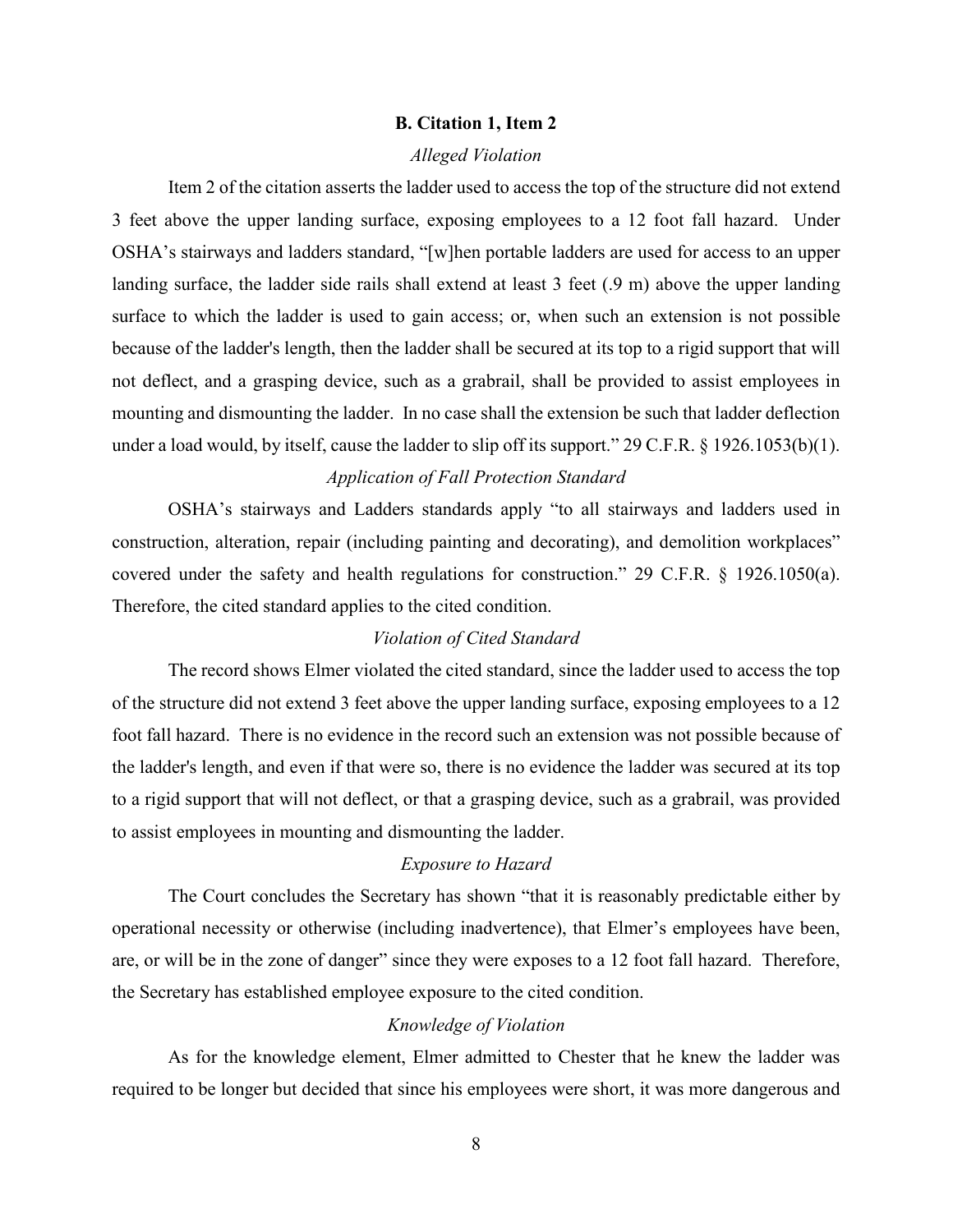### B. Citation 1, Item 2

#### *Alleged Violation*

Item 2 of the citation asserts the ladder used to access the top of the structure did not extend 3 feet above the upper landing surface, exposing employees to a 12 foot fall hazard. Under OSHA's stairways and ladders standard, "[w]hen portable ladders are used for access to an upper landing surface, the ladder side rails shall extend at least 3 feet (.9 m) above the upper landing surface to which the ladder is used to gain access; or, when such an extension is not possible because of the ladder's length, then the ladder shall be secured at its top to a rigid support that will not deflect, and a grasping device, such as a grabrail, shall be provided to assist employees in mounting and dismounting the ladder. In no case shall the extension be such that ladder deflection under a load would, by itself, cause the ladder to slip off its support." 29 C.F.R. § 1926.1053(b)(1).

#### *Application of Fall Protection Standard*

OSHA's stairways and Ladders standards apply "to all stairways and ladders used in construction, alteration, repair (including painting and decorating), and demolition workplaces" covered under the safety and health regulations for construction." 29 C.F.R. § 1926.1050(a). Therefore, the cited standard applies to the cited condition.

#### *Violation of Cited Standard*

The record shows Elmer violated the cited standard, since the ladder used to access the top of the structure did not extend 3 feet above the upper landing surface, exposing employees to a 12 foot fall hazard. There is no evidence in the record such an extension was not possible because of the ladder's length, and even if that were so, there is no evidence the ladder was secured at its top to a rigid support that will not deflect, or that a grasping device, such as a grabrail, was provided to assist employees in mounting and dismounting the ladder.

#### *Exposure to Hazard*

The Court concludes the Secretary has shown "that it is reasonably predictable either by operational necessity or otherwise (including inadvertence), that Elmer's employees have been, are, or will be in the zone of danger" since they were exposes to a 12 foot fall hazard. Therefore, the Secretary has established employee exposure to the cited condition.

#### *Knowledge of Violation*

As for the knowledge element, Elmer admitted to Chester that he knew the ladder was required to be longer but decided that since his employees were short, it was more dangerous and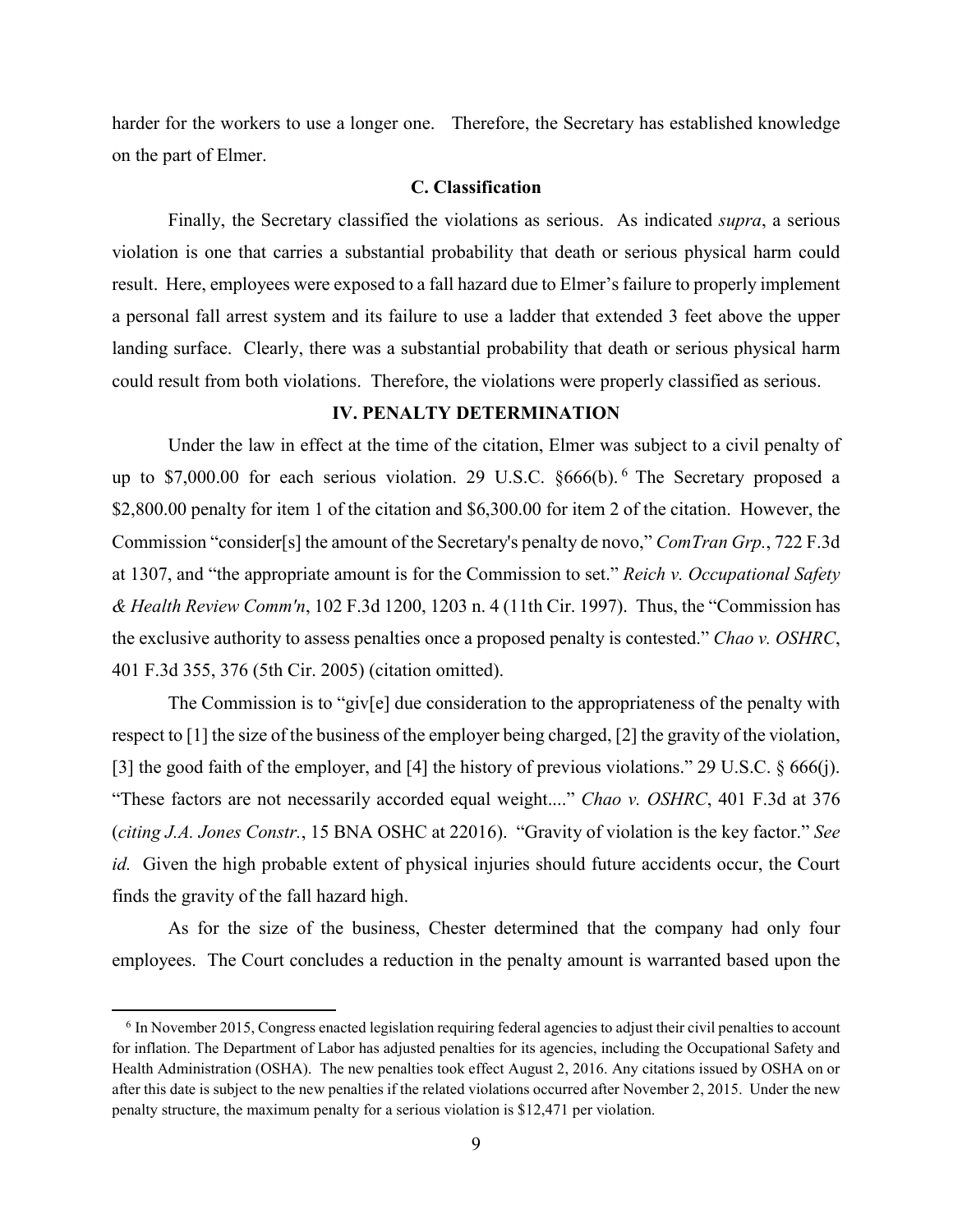harder for the workers to use a longer one. Therefore, the Secretary has established knowledge on the part of Elmer.

### C. Classification

Finally, the Secretary classified the violations as serious. As indicated *supra*, a serious violation is one that carries a substantial probability that death or serious physical harm could result. Here, employees were exposed to a fall hazard due to Elmer's failure to properly implement a personal fall arrest system and its failure to use a ladder that extended 3 feet above the upper landing surface. Clearly, there was a substantial probability that death or serious physical harm could result from both violations. Therefore, the violations were properly classified as serious.

## IV. PENALTY DETERMINATION

Under the law in effect at the time of the citation, Elmer was subject to a civil penalty of up to $7,000.00 for each serious violation. 29 U.S.C. §666(b).[6] The Secretary proposed a $2,800.00 penalty for item 1 of the citation and $6,300.00 for item 2 of the citation. However, the Commission "consider[s] the amount of the Secretary's penalty de novo," *ComTran Grp.*, 722 F.3d at 1307, and "the appropriate amount is for the Commission to set." *Reich v. Occupational Safety & Health Review Comm'n*, 102 F.3d 1200, 1203 n. 4 (11th Cir. 1997). Thus, the "Commission has the exclusive authority to assess penalties once a proposed penalty is contested." *Chao v. OSHRC*, 401 F.3d 355, 376 (5th Cir. 2005) (citation omitted).

The Commission is to "giv[e] due consideration to the appropriateness of the penalty with respect to [1] the size of the business of the employer being charged, [2] the gravity of the violation, [3] the good faith of the employer, and [4] the history of previous violations." 29 U.S.C. § 666(j). "These factors are not necessarily accorded equal weight...." *Chao v. OSHRC*, 401 F.3d at 376 (*citing J.A. Jones Constr.*, 15 BNA OSHC at 22016). "Gravity of violation is the key factor." *See id.* Given the high probable extent of physical injuries should future accidents occur, the Court finds the gravity of the fall hazard high.

As for the size of the business, Chester determined that the company had only four employees. The Court concludes a reduction in the penalty amount is warranted based upon the

---

[6] In November 2015, Congress enacted legislation requiring federal agencies to adjust their civil penalties to account for inflation. The Department of Labor has adjusted penalties for its agencies, including the Occupational Safety and Health Administration (OSHA). The new penalties took effect August 2, 2016. Any citations issued by OSHA on or after this date is subject to the new penalties if the related violations occurred after November 2, 2015. Under the new penalty structure, the maximum penalty for a serious violation is $12,471 per violation.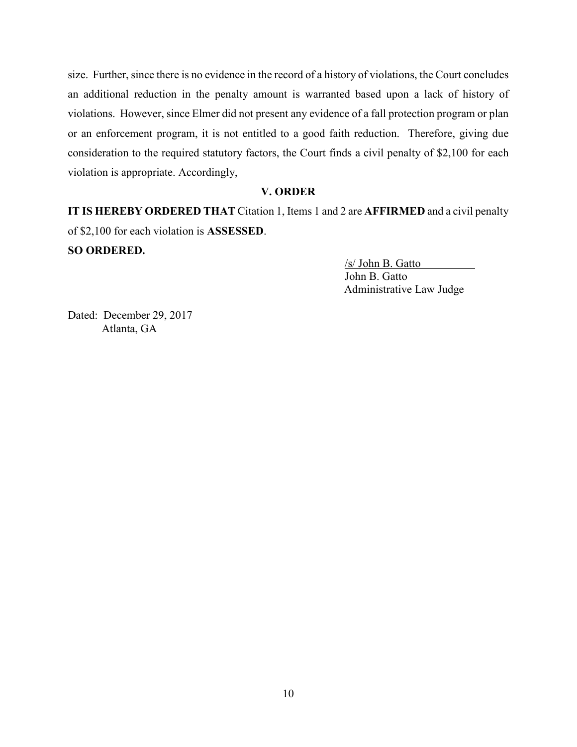size. Further, since there is no evidence in the record of a history of violations, the Court concludes an additional reduction in the penalty amount is warranted based upon a lack of history of violations. However, since Elmer did not present any evidence of a fall protection program or plan or an enforcement program, it is not entitled to a good faith reduction. Therefore, giving due consideration to the required statutory factors, the Court finds a civil penalty of $2,100 for each violation is appropriate. Accordingly,

## V. ORDER

**IT IS HEREBY ORDERED THAT** Citation 1, Items 1 and 2 are **AFFIRMED** and a civil penalty of $2,100 for each violation is **ASSESSED**.

**SO ORDERED.**

/s/ John B. Gatto
John B. Gatto
Administrative Law Judge

Dated: December 29, 2017
Atlanta, GA